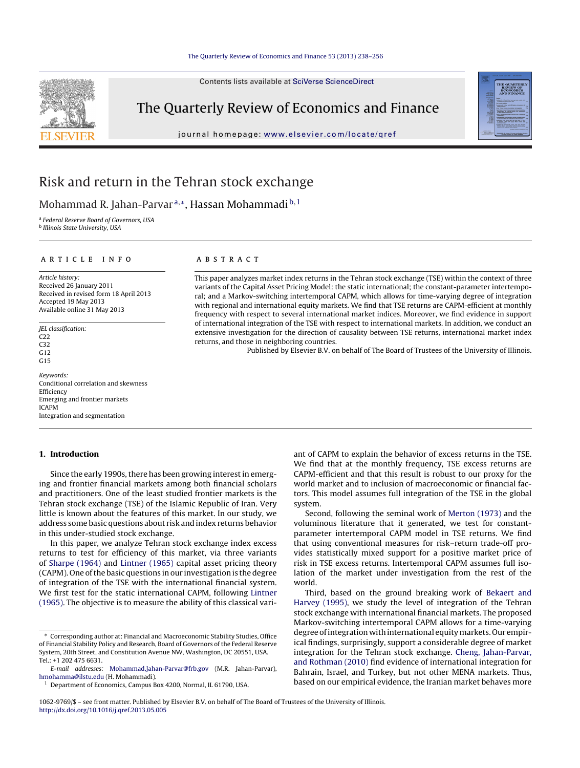# Risk and return in the Tehran stock exchange

Mohammad R. Jahan-Parvar[a,*], Hassan Mohammadi[b,1]

[a] Federal Reserve Board of Governors, USA
[b] Illinois State University, USA

## ARTICLE INFO

*Article history:*
Received 26 January 2011
Received in revised form 18 April 2013
Accepted 19 May 2013
Available online 31 May 2013

*JEL classification:*
C22
C32
G12
G15

*Keywords:*
Conditional correlation and skewness
Efficiency
Emerging and frontier markets
ICAPM
Integration and segmentation

## ABSTRACT

This paper analyzes market index returns in the Tehran stock exchange (TSE) within the context of three variants of the Capital Asset Pricing Model: the static international; the constant-parameter intertemporal; and a Markov-switching intertemporal CAPM, which allows for time-varying degree of integration with regional and international equity markets. We find that TSE returns are CAPM-efficient at monthly frequency with respect to several international market indices. Moreover, we find evidence in support of international integration of the TSE with respect to international markets. In addition, we conduct an extensive investigation for the direction of causality between TSE returns, international market index returns, and those in neighboring countries.

Published by Elsevier B.V. on behalf of The Board of Trustees of the University of Illinois.

## 1. Introduction

Since the early 1990s, there has been growing interest in emerging and frontier financial markets among both financial scholars and practitioners. One of the least studied frontier markets is the Tehran stock exchange (TSE) of the Islamic Republic of Iran. Very little is known about the features of this market. In our study, we address some basic questions about risk and index returns behavior in this under-studied stock exchange.

In this paper, we analyze Tehran stock exchange index excess returns to test for efficiency of this market, via three variants of Sharpe (1964) and Lintner (1965) capital asset pricing theory (CAPM). One of the basic questions in our investigation is the degree of integration of the TSE with the international financial system. We first test for the static international CAPM, following Lintner (1965). The objective is to measure the ability of this classical variant of CAPM to explain the behavior of excess returns in the TSE. We find that at the monthly frequency, TSE excess returns are CAPM-efficient and that this result is robust to our proxy for the world market and to inclusion of macroeconomic or financial factors. This model assumes full integration of the TSE in the global system.

Second, following the seminal work of Merton (1973) and the voluminous literature that it generated, we test for constant-parameter intertemporal CAPM model in TSE returns. We find that using conventional measures for risk–return trade-off provides statistically mixed support for a positive market price of risk in TSE excess returns. Intertemporal CAPM assumes full isolation of the market under investigation from the rest of the world.

Third, based on the ground breaking work of Bekaert and Harvey (1995), we study the level of integration of the Tehran stock exchange with international financial markets. The proposed Markov-switching intertemporal CAPM allows for a time-varying degree of integration with international equity markets. Our empirical findings, surprisingly, support a considerable degree of market integration for the Tehran stock exchange. Cheng, Jahan-Parvar, and Rothman (2010) find evidence of international integration for Bahrain, Israel, and Turkey, but not other MENA markets. Thus, based on our empirical evidence, the Iranian market behaves more

---

* Corresponding author at: Financial and Macroeconomic Stability Studies, Office of Financial Stability Policy and Research, Board of Governors of the Federal Reserve System, 20th Street, and Constitution Avenue NW, Washington, DC 20551, USA. Tel.: +1 202 475 6631.

*E-mail addresses:* Mohammad.Jahan-Parvar@frb.gov (M.R. Jahan-Parvar), hmohamma@ilstu.edu (H. Mohammadi).

[1] Department of Economics, Campus Box 4200, Normal, IL 61790, USA.

1062-9769/$ – see front matter. Published by Elsevier B.V. on behalf of The Board of Trustees of the University of Illinois.
http://dx.doi.org/10.1016/j.qref.2013.05.005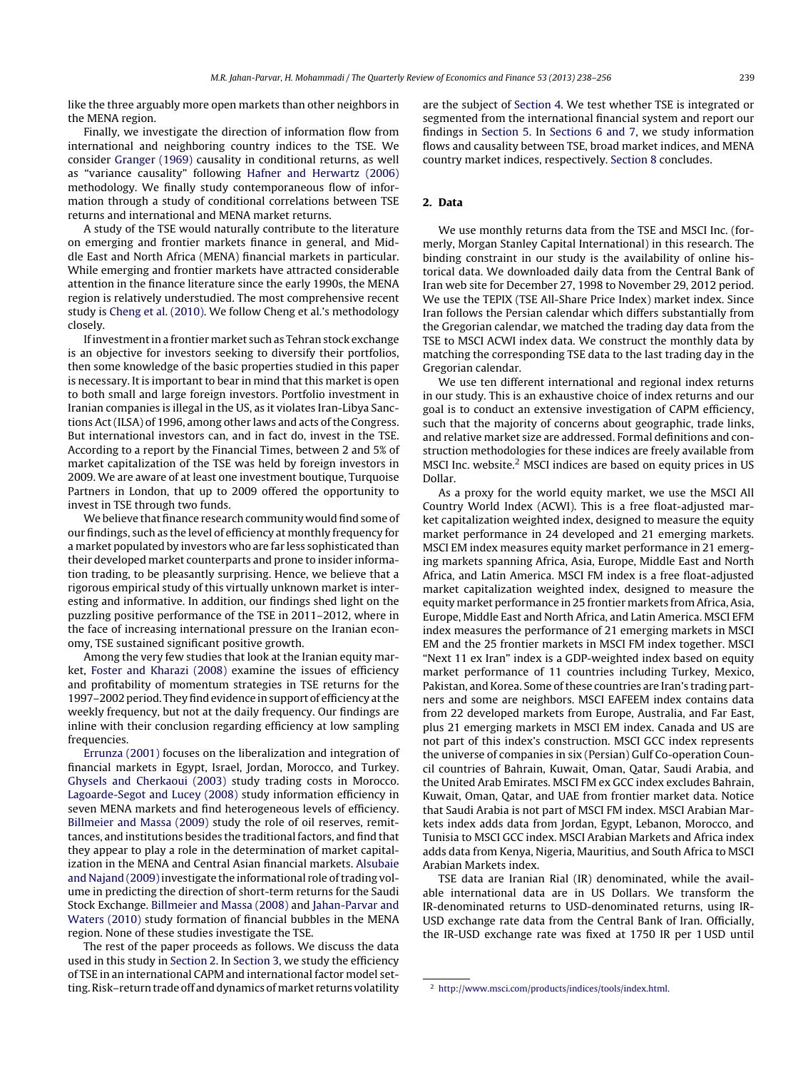like the three arguably more open markets than other neighbors in the MENA region.

Finally, we investigate the direction of information flow from international and neighboring country indices to the TSE. We consider Granger (1969) causality in conditional returns, as well as "variance causality" following Hafner and Herwartz (2006) methodology. We finally study contemporaneous flow of information through a study of conditional correlations between TSE returns and international and MENA market returns.

A study of the TSE would naturally contribute to the literature on emerging and frontier markets finance in general, and Middle East and North Africa (MENA) financial markets in particular. While emerging and frontier markets have attracted considerable attention in the finance literature since the early 1990s, the MENA region is relatively understudied. The most comprehensive recent study is Cheng et al. (2010). We follow Cheng et al.'s methodology closely.

If investment in a frontier market such as Tehran stock exchange is an objective for investors seeking to diversify their portfolios, then some knowledge of the basic properties studied in this paper is necessary. It is important to bear in mind that this market is open to both small and large foreign investors. Portfolio investment in Iranian companies is illegal in the US, as it violates Iran-Libya Sanctions Act (ILSA) of 1996, among other laws and acts of the Congress. But international investors can, and in fact do, invest in the TSE. According to a report by the Financial Times, between 2 and 5% of market capitalization of the TSE was held by foreign investors in 2009. We are aware of at least one investment boutique, Turquoise Partners in London, that up to 2009 offered the opportunity to invest in TSE through two funds.

We believe that finance research community would find some of our findings, such as the level of efficiency at monthly frequency for a market populated by investors who are far less sophisticated than their developed market counterparts and prone to insider information trading, to be pleasantly surprising. Hence, we believe that a rigorous empirical study of this virtually unknown market is interesting and informative. In addition, our findings shed light on the puzzling positive performance of the TSE in 2011–2012, where in the face of increasing international pressure on the Iranian economy, TSE sustained significant positive growth.

Among the very few studies that look at the Iranian equity market, Foster and Kharazi (2008) examine the issues of efficiency and profitability of momentum strategies in TSE returns for the 1997–2002 period. They find evidence in support of efficiency at the weekly frequency, but not at the daily frequency. Our findings are inline with their conclusion regarding efficiency at low sampling frequencies.

Errunza (2001) focuses on the liberalization and integration of financial markets in Egypt, Israel, Jordan, Morocco, and Turkey. Ghysels and Cherkaoui (2003) study trading costs in Morocco. Lagoarde-Segot and Lucey (2008) study information efficiency in seven MENA markets and find heterogeneous levels of efficiency. Billmeier and Massa (2009) study the role of oil reserves, remittances, and institutions besides the traditional factors, and find that they appear to play a role in the determination of market capitalization in the MENA and Central Asian financial markets. Alsubaie and Najand (2009) investigate the informational role of trading volume in predicting the direction of short-term returns for the Saudi Stock Exchange. Billmeier and Massa (2008) and Jahan-Parvar and Waters (2010) study formation of financial bubbles in the MENA region. None of these studies investigate the TSE.

The rest of the paper proceeds as follows. We discuss the data used in this study in Section 2. In Section 3, we study the efficiency of TSE in an international CAPM and international factor model setting. Risk–return trade off and dynamics of market returns volatility are the subject of Section 4. We test whether TSE is integrated or segmented from the international financial system and report our findings in Section 5. In Sections 6 and 7, we study information flows and causality between TSE, broad market indices, and MENA country market indices, respectively. Section 8 concludes.

## 2. Data

We use monthly returns data from the TSE and MSCI Inc. (formerly, Morgan Stanley Capital International) in this research. The binding constraint in our study is the availability of online historical data. We downloaded daily data from the Central Bank of Iran web site for December 27, 1998 to November 29, 2012 period. We use the TEPIX (TSE All-Share Price Index) market index. Since Iran follows the Persian calendar which differs substantially from the Gregorian calendar, we matched the trading day data from the TSE to MSCI ACWI index data. We construct the monthly data by matching the corresponding TSE data to the last trading day in the Gregorian calendar.

We use ten different international and regional index returns in our study. This is an exhaustive choice of index returns and our goal is to conduct an extensive investigation of CAPM efficiency, such that the majority of concerns about geographic, trade links, and relative market size are addressed. Formal definitions and construction methodologies for these indices are freely available from MSCI Inc. website.[2] MSCI indices are based on equity prices in US Dollar.

As a proxy for the world equity market, we use the MSCI All Country World Index (ACWI). This is a free float-adjusted market capitalization weighted index, designed to measure the equity market performance in 24 developed and 21 emerging markets. MSCI EM index measures equity market performance in 21 emerging markets spanning Africa, Asia, Europe, Middle East and North Africa, and Latin America. MSCI FM index is a free float-adjusted market capitalization weighted index, designed to measure the equity market performance in 25 frontier markets from Africa, Asia, Europe, Middle East and North Africa, and Latin America. MSCI EFM index measures the performance of 21 emerging markets in MSCI EM and the 25 frontier markets in MSCI FM index together. MSCI "Next 11 ex Iran" index is a GDP-weighted index based on equity market performance of 11 countries including Turkey, Mexico, Pakistan, and Korea. Some of these countries are Iran's trading partners and some are neighbors. MSCI EAFEEM index contains data from 22 developed markets from Europe, Australia, and Far East, plus 21 emerging markets in MSCI EM index. Canada and US are not part of this index's construction. MSCI GCC index represents the universe of companies in six (Persian) Gulf Co-operation Council countries of Bahrain, Kuwait, Oman, Qatar, Saudi Arabia, and the United Arab Emirates. MSCI FM ex GCC index excludes Bahrain, Kuwait, Oman, Qatar, and UAE from frontier market data. Notice that Saudi Arabia is not part of MSCI FM index. MSCI Arabian Markets index adds data from Jordan, Egypt, Lebanon, Morocco, and Tunisia to MSCI GCC index. MSCI Arabian Markets and Africa index adds data from Kenya, Nigeria, Mauritius, and South Africa to MSCI Arabian Markets index.

TSE data are Iranian Rial (IR) denominated, while the available international data are in US Dollars. We transform the IR-denominated returns to USD-denominated returns, using IR-USD exchange rate data from the Central Bank of Iran. Officially, the IR-USD exchange rate was fixed at 1750 IR per 1 USD until

[2] http://www.msci.com/products/indices/tools/index.html.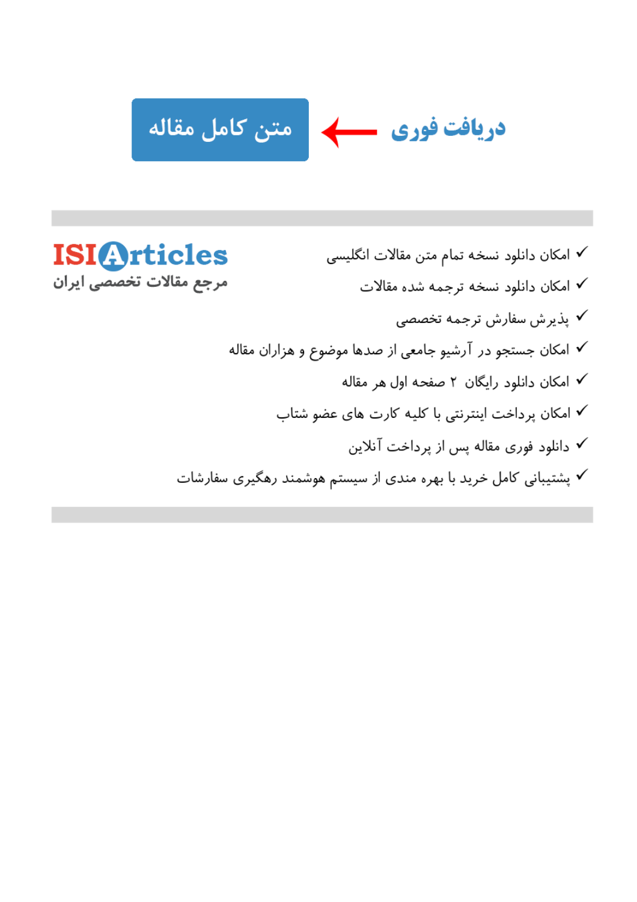دریافت فوری ← متن کامل مقاله

**ISIArticles**
مرجع مقالات تخصصی ایران

- ✓ امکان دانلود نسخه تمام متن مقالات انگلیسی
- ✓ امکان دانلود نسخه ترجمه شده مقالات
- ✓ پذیرش سفارش ترجمه تخصصی
- ✓ امکان جستجو در آرشیو جامعی از صدها موضوع و هزاران مقاله
- ✓ امکان دانلود رایگان ۲ صفحه اول هر مقاله
- ✓ امکان پرداخت اینترنتی با کلیه کارت های عضو شتاب
- ✓ دانلود فوری مقاله پس از پرداخت آنلاین
- ✓ پشتیبانی کامل خرید با بهره مندی از سیستم هوشمند رهگیری سفارشات